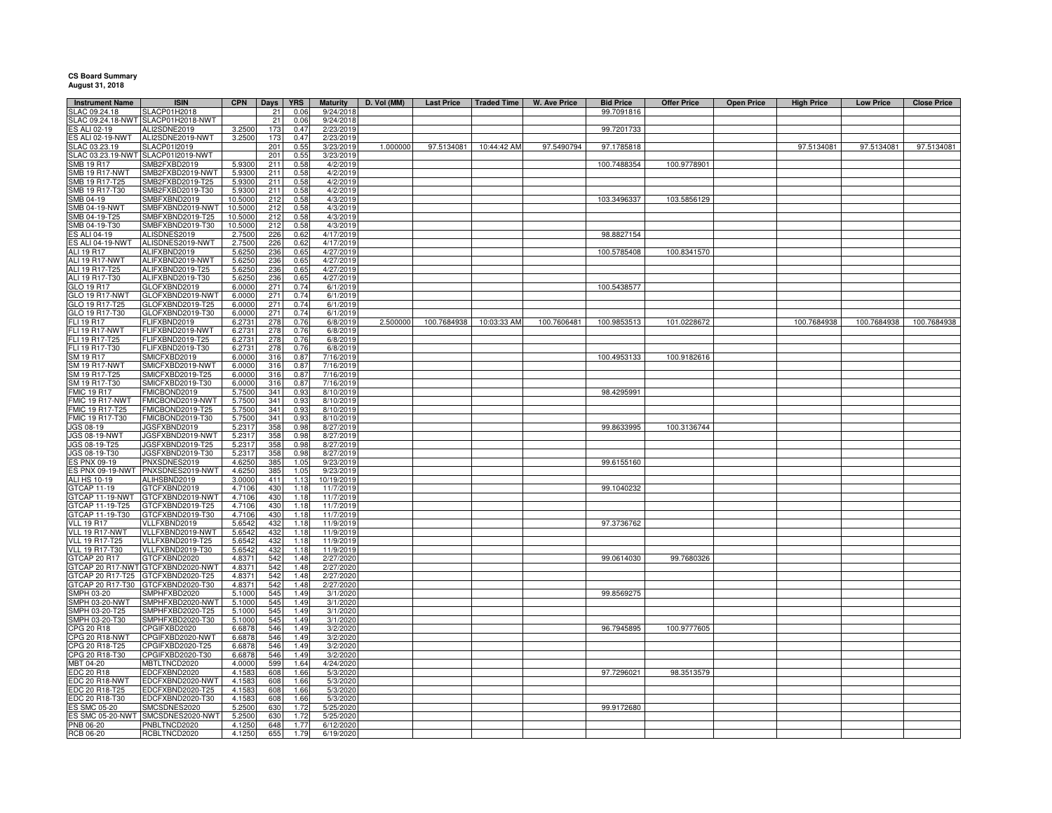**CS Board Summary**
**August 31, 2018**

| Instrument Name | ISIN | CPN | Days | YRS | Maturity | D. Vol (MM) | Last Price | Traded Time | W. Ave Price | Bid Price | Offer Price | Open Price | High Price | Low Price | Close Price |
|---|---|---|---|---|---|---|---|---|---|---|---|---|---|---|---|
| SLAC 09.24.18 | SLACP01H2018 | | 21 | 0.06 | 9/24/2018 | | | | | 99.7091816 | | | | | |
| SLAC 09.24.18-NWT | SLACP01H2018-NWT | | 21 | 0.06 | 9/24/2018 | | | | | | | | | | |
| ES ALI 02-19 | ALI2SDNE2019 | 3.2500 | 173 | 0.47 | 2/23/2019 | | | | | 99.7201733 | | | | | |
| ES ALI 02-19-NWT | ALI2SDNE2019-NWT | 3.2500 | 173 | 0.47 | 2/23/2019 | | | | | | | | | | |
| SLAC 03.23.19 | SLACP01I2019 | | 201 | 0.55 | 3/23/2019 | 1.000000 | 97.5134081 | 10:44:42 AM | 97.5490794 | 97.1785818 | | | 97.5134081 | 97.5134081 | 97.5134081 |
| SLAC 03.23.19-NWT | SLACP01I2019-NWT | | 201 | 0.55 | 3/23/2019 | | | | | | | | | | |
| SMB 19 R17 | SMB2FXBD2019 | 5.9300 | 211 | 0.58 | 4/2/2019 | | | | | 100.7488354 | 100.9778901 | | | | |
| SMB 19 R17-NWT | SMB2FXBD2019-NWT | 5.9300 | 211 | 0.58 | 4/2/2019 | | | | | | | | | | |
| SMB 19 R17-T25 | SMB2FXBD2019-T25 | 5.9300 | 211 | 0.58 | 4/2/2019 | | | | | | | | | | |
| SMB 19 R17-T30 | SMB2FXBD2019-T30 | 5.9300 | 211 | 0.58 | 4/2/2019 | | | | | | | | | | |
| SMB 04-19 | SMBFXBND2019 | 10.5000 | 212 | 0.58 | 4/3/2019 | | | | | 103.3496337 | 103.5856129 | | | | |
| SMB 04-19-NWT | SMBFXBND2019-NWT | 10.5000 | 212 | 0.58 | 4/3/2019 | | | | | | | | | | |
| SMB 04-19-T25 | SMBFXBND2019-T25 | 10.5000 | 212 | 0.58 | 4/3/2019 | | | | | | | | | | |
| SMB 04-19-T30 | SMBFXBND2019-T30 | 10.5000 | 212 | 0.58 | 4/3/2019 | | | | | | | | | | |
| ES ALI 04-19 | ALISDNES2019 | 2.7500 | 226 | 0.62 | 4/17/2019 | | | | | 98.8827154 | | | | | |
| ES ALI 04-19-NWT | ALISDNES2019-NWT | 2.7500 | 226 | 0.62 | 4/17/2019 | | | | | | | | | | |
| ALI 19 R17 | ALIFXBND2019 | 5.6250 | 236 | 0.65 | 4/27/2019 | | | | | 100.5785408 | 100.8341570 | | | | |
| ALI 19 R17-NWT | ALIFXBND2019-NWT | 5.6250 | 236 | 0.65 | 4/27/2019 | | | | | | | | | | |
| ALI 19 R17-T25 | ALIFXBND2019-T25 | 5.6250 | 236 | 0.65 | 4/27/2019 | | | | | | | | | | |
| ALI 19 R17-T30 | ALIFXBND2019-T30 | 5.6250 | 236 | 0.65 | 4/27/2019 | | | | | | | | | | |
| GLO 19 R17 | GLOFXBND2019 | 6.0000 | 271 | 0.74 | 6/1/2019 | | | | | 100.5438577 | | | | | |
| GLO 19 R17-NWT | GLOFXBND2019-NWT | 6.0000 | 271 | 0.74 | 6/1/2019 | | | | | | | | | | |
| GLO 19 R17-T25 | GLOFXBND2019-T25 | 6.0000 | 271 | 0.74 | 6/1/2019 | | | | | | | | | | |
| GLO 19 R17-T30 | GLOFXBND2019-T30 | 6.0000 | 271 | 0.74 | 6/1/2019 | | | | | | | | | | |
| FLI 19 R17 | FLIFXBND2019 | 6.2731 | 278 | 0.76 | 6/8/2019 | 2.500000 | 100.7684938 | 10:03:33 AM | 100.7606481 | 100.9853513 | 101.0228672 | | 100.7684938 | 100.7684938 | 100.7684938 |
| FLI 19 R17-NWT | FLIFXBND2019-NWT | 6.2731 | 278 | 0.76 | 6/8/2019 | | | | | | | | | | |
| FLI 19 R17-T25 | FLIFXBND2019-T25 | 6.2731 | 278 | 0.76 | 6/8/2019 | | | | | | | | | | |
| FLI 19 R17-T30 | FLIFXBND2019-T30 | 6.2731 | 278 | 0.76 | 6/8/2019 | | | | | | | | | | |
| SM 19 R17 | SMICFXBD2019 | 6.0000 | 316 | 0.87 | 7/16/2019 | | | | | 100.4953133 | 100.9182616 | | | | |
| SM 19 R17-NWT | SMICFXBD2019-NWT | 6.0000 | 316 | 0.87 | 7/16/2019 | | | | | | | | | | |
| SM 19 R17-T25 | SMICFXBD2019-T25 | 6.0000 | 316 | 0.87 | 7/16/2019 | | | | | | | | | | |
| SM 19 R17-T30 | SMICFXBD2019-T30 | 6.0000 | 316 | 0.87 | 7/16/2019 | | | | | | | | | | |
| FMIC 19 R17 | FMICBOND2019 | 5.7500 | 341 | 0.93 | 8/10/2019 | | | | | 98.4295991 | | | | | |
| FMIC 19 R17-NWT | FMICBOND2019-NWT | 5.7500 | 341 | 0.93 | 8/10/2019 | | | | | | | | | | |
| FMIC 19 R17-T25 | FMICBOND2019-T25 | 5.7500 | 341 | 0.93 | 8/10/2019 | | | | | | | | | | |
| FMIC 19 R17-T30 | FMICBOND2019-T30 | 5.7500 | 341 | 0.93 | 8/10/2019 | | | | | | | | | | |
| JGS 08-19 | JGSFXBND2019 | 5.2317 | 358 | 0.98 | 8/27/2019 | | | | | 99.8633995 | 100.3136744 | | | | |
| JGS 08-19-NWT | JGSFXBND2019-NWT | 5.2317 | 358 | 0.98 | 8/27/2019 | | | | | | | | | | |
| JGS 08-19-T25 | JGSFXBND2019-T25 | 5.2317 | 358 | 0.98 | 8/27/2019 | | | | | | | | | | |
| JGS 08-19-T30 | JGSFXBND2019-T30 | 5.2317 | 358 | 0.98 | 8/27/2019 | | | | | | | | | | |
| ES PNX 09-19 | PNXSDNES2019 | 4.6250 | 385 | 1.05 | 9/23/2019 | | | | | 99.6155160 | | | | | |
| ES PNX 09-19-NWT | PNXSDNES2019-NWT | 4.6250 | 385 | 1.05 | 9/23/2019 | | | | | | | | | | |
| ALI HS 10-19 | ALIHSBND2019 | 3.0000 | 411 | 1.13 | 10/19/2019 | | | | | | | | | | |
| GTCAP 11-19 | GTCFXBND2019 | 4.7106 | 430 | 1.18 | 11/7/2019 | | | | | 99.1040232 | | | | | |
| GTCAP 11-19-NWT | GTCFXBND2019-NWT | 4.7106 | 430 | 1.18 | 11/7/2019 | | | | | | | | | | |
| GTCAP 11-19-T25 | GTCFXBND2019-T25 | 4.7106 | 430 | 1.18 | 11/7/2019 | | | | | | | | | | |
| GTCAP 11-19-T30 | GTCFXBND2019-T30 | 4.7106 | 430 | 1.18 | 11/7/2019 | | | | | | | | | | |
| VLL 19 R17 | VLLFXBND2019 | 5.6542 | 432 | 1.18 | 11/9/2019 | | | | | 97.3736762 | | | | | |
| VLL 19 R17-NWT | VLLFXBND2019-NWT | 5.6542 | 432 | 1.18 | 11/9/2019 | | | | | | | | | | |
| VLL 19 R17-T25 | VLLFXBND2019-T25 | 5.6542 | 432 | 1.18 | 11/9/2019 | | | | | | | | | | |
| VLL 19 R17-T30 | VLLFXBND2019-T30 | 5.6542 | 432 | 1.18 | 11/9/2019 | | | | | | | | | | |
| GTCAP 20 R17 | GTCFXBND2020 | 4.8371 | 542 | 1.48 | 2/27/2020 | | | | | 99.0614030 | 99.7680326 | | | | |
| GTCAP 20 R17-NWT | GTCFXBND2020-NWT | 4.8371 | 542 | 1.48 | 2/27/2020 | | | | | | | | | | |
| GTCAP 20 R17-T25 | GTCFXBND2020-T25 | 4.8371 | 542 | 1.48 | 2/27/2020 | | | | | | | | | | |
| GTCAP 20 R17-T30 | GTCFXBND2020-T30 | 4.8371 | 542 | 1.48 | 2/27/2020 | | | | | | | | | | |
| SMPH 03-20 | SMPHFXBD2020 | 5.1000 | 545 | 1.49 | 3/1/2020 | | | | | 99.8569275 | | | | | |
| SMPH 03-20-NWT | SMPHFXBD2020-NWT | 5.1000 | 545 | 1.49 | 3/1/2020 | | | | | | | | | | |
| SMPH 03-20-T25 | SMPHFXBD2020-T25 | 5.1000 | 545 | 1.49 | 3/1/2020 | | | | | | | | | | |
| SMPH 03-20-T30 | SMPHFXBD2020-T30 | 5.1000 | 545 | 1.49 | 3/1/2020 | | | | | | | | | | |
| CPG 20 R18 | CPGIFXBD2020 | 6.6878 | 546 | 1.49 | 3/2/2020 | | | | | 96.7945895 | 100.9777605 | | | | |
| CPG 20 R18-NWT | CPGIFXBD2020-NWT | 6.6878 | 546 | 1.49 | 3/2/2020 | | | | | | | | | | |
| CPG 20 R18-T25 | CPGIFXBD2020-T25 | 6.6878 | 546 | 1.49 | 3/2/2020 | | | | | | | | | | |
| CPG 20 R18-T30 | CPGIFXBD2020-T30 | 6.6878 | 546 | 1.49 | 3/2/2020 | | | | | | | | | | |
| MBT 04-20 | MBTLTNCD2020 | 4.0000 | 599 | 1.64 | 4/24/2020 | | | | | | | | | | |
| EDC 20 R18 | EDCFXBND2020 | 4.1583 | 608 | 1.66 | 5/3/2020 | | | | | 97.7296021 | 98.3513579 | | | | |
| EDC 20 R18-NWT | EDCFXBND2020-NWT | 4.1583 | 608 | 1.66 | 5/3/2020 | | | | | | | | | | |
| EDC 20 R18-T25 | EDCFXBND2020-T25 | 4.1583 | 608 | 1.66 | 5/3/2020 | | | | | | | | | | |
| EDC 20 R18-T30 | EDCFXBND2020-T30 | 4.1583 | 608 | 1.66 | 5/3/2020 | | | | | | | | | | |
| ES SMC 05-20 | SMCSDNES2020 | 5.2500 | 630 | 1.72 | 5/25/2020 | | | | | 99.9172680 | | | | | |
| ES SMC 05-20-NWT | SMCSDNES2020-NWT | 5.2500 | 630 | 1.72 | 5/25/2020 | | | | | | | | | | |
| PNB 06-20 | PNBLTNCD2020 | 4.1250 | 648 | 1.77 | 6/12/2020 | | | | | | | | | | |
| RCB 06-20 | RCBLTNCD2020 | 4.1250 | 655 | 1.79 | 6/19/2020 | | | | | | | | | | |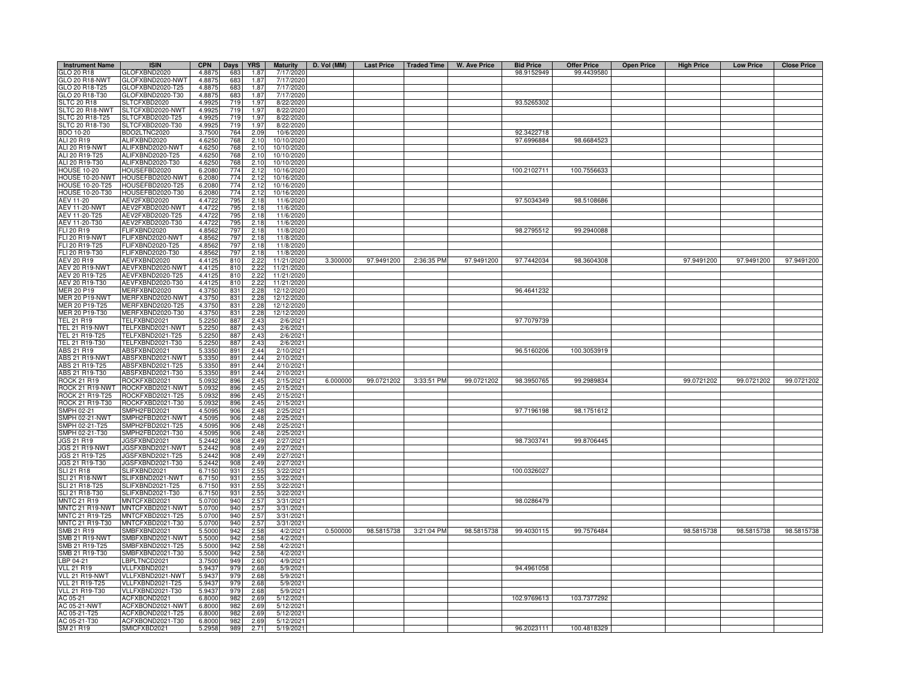| Instrument Name | ISIN | CPN | Days | YRS | Maturity | D. Vol (MM) | Last Price | Traded Time | W. Ave Price | Bid Price | Offer Price | Open Price | High Price | Low Price | Close Price |
|---|---|---|---|---|---|---|---|---|---|---|---|---|---|---|---|
| GLO 20 R18 | GLOFXBND2020 | 4.8875 | 683 | 1.87 | 7/17/2020 | | | | | 98.9152949 | 99.4439580 | | | | |
| GLO 20 R18-NWT | GLOFXBND2020-NWT | 4.8875 | 683 | 1.87 | 7/17/2020 | | | | | | | | | | |
| GLO 20 R18-T25 | GLOFXBND2020-T25 | 4.8875 | 683 | 1.87 | 7/17/2020 | | | | | | | | | | |
| GLO 20 R18-T30 | GLOFXBND2020-T30 | 4.8875 | 683 | 1.87 | 7/17/2020 | | | | | | | | | | |
| SLTC 20 R18 | SLTCFXBD2020 | 4.9925 | 719 | 1.97 | 8/22/2020 | | | | | 93.5265302 | | | | | |
| SLTC 20 R18-NWT | SLTCFXBD2020-NWT | 4.9925 | 719 | 1.97 | 8/22/2020 | | | | | | | | | | |
| SLTC 20 R18-T25 | SLTCFXBD2020-T25 | 4.9925 | 719 | 1.97 | 8/22/2020 | | | | | | | | | | |
| SLTC 20 R18-T30 | SLTCFXBD2020-T30 | 4.9925 | 719 | 1.97 | 8/22/2020 | | | | | | | | | | |
| BDO 10-20 | BDO2LTNC2020 | 3.7500 | 764 | 2.09 | 10/6/2020 | | | | | 92.3422718 | | | | | |
| ALI 20 R19 | ALIFXBND2020 | 4.6250 | 768 | 2.10 | 10/10/2020 | | | | | 97.6996884 | 98.6684523 | | | | |
| ALI 20 R19-NWT | ALIFXBND2020-NWT | 4.6250 | 768 | 2.10 | 10/10/2020 | | | | | | | | | | |
| ALI 20 R19-T25 | ALIFXBND2020-T25 | 4.6250 | 768 | 2.10 | 10/10/2020 | | | | | | | | | | |
| ALI 20 R19-T30 | ALIFXBND2020-T30 | 4.6250 | 768 | 2.10 | 10/10/2020 | | | | | | | | | | |
| HOUSE 10-20 | HOUSEFBD2020 | 6.2080 | 774 | 2.12 | 10/16/2020 | | | | | 100.2102711 | 100.7556633 | | | | |
| HOUSE 10-20-NWT | HOUSEFBD2020-NWT | 6.2080 | 774 | 2.12 | 10/16/2020 | | | | | | | | | | |
| HOUSE 10-20-T25 | HOUSEFBD2020-T25 | 6.2080 | 774 | 2.12 | 10/16/2020 | | | | | | | | | | |
| HOUSE 10-20-T30 | HOUSEFBD2020-T30 | 6.2080 | 774 | 2.12 | 10/16/2020 | | | | | | | | | | |
| AEV 11-20 | AEV2FXBD2020 | 4.4722 | 795 | 2.18 | 11/6/2020 | | | | | 97.5034349 | 98.5108686 | | | | |
| AEV 11-20-NWT | AEV2FXBD2020-NWT | 4.4722 | 795 | 2.18 | 11/6/2020 | | | | | | | | | | |
| AEV 11-20-T25 | AEV2FXBD2020-T25 | 4.4722 | 795 | 2.18 | 11/6/2020 | | | | | | | | | | |
| AEV 11-20-T30 | AEV2FXBD2020-T30 | 4.4722 | 795 | 2.18 | 11/6/2020 | | | | | | | | | | |
| FLI 20 R19 | FLIFXBND2020 | 4.8562 | 797 | 2.18 | 11/8/2020 | | | | | 98.2795512 | 99.2940088 | | | | |
| FLI 20 R19-NWT | FLIFXBND2020-NWT | 4.8562 | 797 | 2.18 | 11/8/2020 | | | | | | | | | | |
| FLI 20 R19-T25 | FLIFXBND2020-T25 | 4.8562 | 797 | 2.18 | 11/8/2020 | | | | | | | | | | |
| FLI 20 R19-T30 | FLIFXBND2020-T30 | 4.8562 | 797 | 2.18 | 11/8/2020 | | | | | | | | | | |
| AEV 20 R19 | AEVFXBND2020 | 4.4125 | 810 | 2.22 | 11/21/2020 | 3.300000 | 97.9491200 | 2:36:35 PM | 97.9491200 | 97.7442034 | 98.3604308 | | 97.9491200 | 97.9491200 | 97.9491200 |
| AEV 20 R19-NWT | AEVFXBND2020-NWT | 4.4125 | 810 | 2.22 | 11/21/2020 | | | | | | | | | | |
| AEV 20 R19-T25 | AEVFXBND2020-T25 | 4.4125 | 810 | 2.22 | 11/21/2020 | | | | | | | | | | |
| AEV 20 R19-T30 | AEVFXBND2020-T30 | 4.4125 | 810 | 2.22 | 11/21/2020 | | | | | | | | | | |
| MER 20 P19 | MERFXBND2020 | 4.3750 | 831 | 2.28 | 12/12/2020 | | | | | 96.4641232 | | | | | |
| MER 20 P19-NWT | MERFXBND2020-NWT | 4.3750 | 831 | 2.28 | 12/12/2020 | | | | | | | | | | |
| MER 20 P19-T25 | MERFXBND2020-T25 | 4.3750 | 831 | 2.28 | 12/12/2020 | | | | | | | | | | |
| MER 20 P19-T30 | MERFXBND2020-T30 | 4.3750 | 831 | 2.28 | 12/12/2020 | | | | | | | | | | |
| TEL 21 R19 | TELFXBND2021 | 5.2250 | 887 | 2.43 | 2/6/2021 | | | | | 97.7079739 | | | | | |
| TEL 21 R19-NWT | TELFXBND2021-NWT | 5.2250 | 887 | 2.43 | 2/6/2021 | | | | | | | | | | |
| TEL 21 R19-T25 | TELFXBND2021-T25 | 5.2250 | 887 | 2.43 | 2/6/2021 | | | | | | | | | | |
| TEL 21 R19-T30 | TELFXBND2021-T30 | 5.2250 | 887 | 2.43 | 2/6/2021 | | | | | | | | | | |
| ABS 21 R19 | ABSFXBND2021 | 5.3350 | 891 | 2.44 | 2/10/2021 | | | | | 96.5160206 | 100.3053919 | | | | |
| ABS 21 R19-NWT | ABSFXBND2021-NWT | 5.3350 | 891 | 2.44 | 2/10/2021 | | | | | | | | | | |
| ABS 21 R19-T25 | ABSFXBND2021-T25 | 5.3350 | 891 | 2.44 | 2/10/2021 | | | | | | | | | | |
| ABS 21 R19-T30 | ABSFXBND2021-T30 | 5.3350 | 891 | 2.44 | 2/10/2021 | | | | | | | | | | |
| ROCK 21 R19 | ROCKFXBD2021 | 5.0932 | 896 | 2.45 | 2/15/2021 | 6.000000 | 99.0721202 | 3:33:51 PM | 99.0721202 | 98.3950765 | 99.2989834 | | 99.0721202 | 99.0721202 | 99.0721202 |
| ROCK 21 R19-NWT | ROCKFXBD2021-NWT | 5.0932 | 896 | 2.45 | 2/15/2021 | | | | | | | | | | |
| ROCK 21 R19-T25 | ROCKFXBD2021-T25 | 5.0932 | 896 | 2.45 | 2/15/2021 | | | | | | | | | | |
| ROCK 21 R19-T30 | ROCKFXBD2021-T30 | 5.0932 | 896 | 2.45 | 2/15/2021 | | | | | | | | | | |
| SMPH 02-21 | SMPH2FBD2021 | 4.5095 | 906 | 2.48 | 2/25/2021 | | | | | 97.7196198 | 98.1751612 | | | | |
| SMPH 02-21-NWT | SMPH2FBD2021-NWT | 4.5095 | 906 | 2.48 | 2/25/2021 | | | | | | | | | | |
| SMPH 02-21-T25 | SMPH2FBD2021-T25 | 4.5095 | 906 | 2.48 | 2/25/2021 | | | | | | | | | | |
| SMPH 02-21-T30 | SMPH2FBD2021-T30 | 4.5095 | 906 | 2.48 | 2/25/2021 | | | | | | | | | | |
| JGS 21 R19 | JGSFXBND2021 | 5.2442 | 908 | 2.49 | 2/27/2021 | | | | | 98.7303741 | 99.8706445 | | | | |
| JGS 21 R19-NWT | JGSFXBND2021-NWT | 5.2442 | 908 | 2.49 | 2/27/2021 | | | | | | | | | | |
| JGS 21 R19-T25 | JGSFXBND2021-T25 | 5.2442 | 908 | 2.49 | 2/27/2021 | | | | | | | | | | |
| JGS 21 R19-T30 | JGSFXBND2021-T30 | 5.2442 | 908 | 2.49 | 2/27/2021 | | | | | | | | | | |
| SLI 21 R18 | SLIFXBND2021 | 6.7150 | 931 | 2.55 | 3/22/2021 | | | | | 100.0326027 | | | | | |
| SLI 21 R18-NWT | SLIFXBND2021-NWT | 6.7150 | 931 | 2.55 | 3/22/2021 | | | | | | | | | | |
| SLI 21 R18-T25 | SLIFXBND2021-T25 | 6.7150 | 931 | 2.55 | 3/22/2021 | | | | | | | | | | |
| SLI 21 R18-T30 | SLIFXBND2021-T30 | 6.7150 | 931 | 2.55 | 3/22/2021 | | | | | | | | | | |
| MNTC 21 R19 | MNTCFXBD2021 | 5.0700 | 940 | 2.57 | 3/31/2021 | | | | | 98.0286479 | | | | | |
| MNTC 21 R19-NWT | MNTCFXBD2021-NWT | 5.0700 | 940 | 2.57 | 3/31/2021 | | | | | | | | | | |
| MNTC 21 R19-T25 | MNTCFXBD2021-T25 | 5.0700 | 940 | 2.57 | 3/31/2021 | | | | | | | | | | |
| MNTC 21 R19-T30 | MNTCFXBD2021-T30 | 5.0700 | 940 | 2.57 | 3/31/2021 | | | | | | | | | | |
| SMB 21 R19 | SMBFXBND2021 | 5.5000 | 942 | 2.58 | 4/2/2021 | 0.500000 | 98.5815738 | 3:21:04 PM | 98.5815738 | 99.4030115 | 99.7576484 | | 98.5815738 | 98.5815738 | 98.5815738 |
| SMB 21 R19-NWT | SMBFXBND2021-NWT | 5.5000 | 942 | 2.58 | 4/2/2021 | | | | | | | | | | |
| SMB 21 R19-T25 | SMBFXBND2021-T25 | 5.5000 | 942 | 2.58 | 4/2/2021 | | | | | | | | | | |
| SMB 21 R19-T30 | SMBFXBND2021-T30 | 5.5000 | 942 | 2.58 | 4/2/2021 | | | | | | | | | | |
| LBP 04-21 | LBPLTNCD2021 | 3.7500 | 949 | 2.60 | 4/9/2021 | | | | | | | | | | |
| VLL 21 R19 | VLLFXBND2021 | 5.9437 | 979 | 2.68 | 5/9/2021 | | | | | 94.4961058 | | | | | |
| VLL 21 R19-NWT | VLLFXBND2021-NWT | 5.9437 | 979 | 2.68 | 5/9/2021 | | | | | | | | | | |
| VLL 21 R19-T25 | VLLFXBND2021-T25 | 5.9437 | 979 | 2.68 | 5/9/2021 | | | | | | | | | | |
| VLL 21 R19-T30 | VLLFXBND2021-T30 | 5.9437 | 979 | 2.68 | 5/9/2021 | | | | | | | | | | |
| AC 05-21 | ACFXBOND2021 | 6.8000 | 982 | 2.69 | 5/12/2021 | | | | | 102.9769613 | 103.7377292 | | | | |
| AC 05-21-NWT | ACFXBOND2021-NWT | 6.8000 | 982 | 2.69 | 5/12/2021 | | | | | | | | | | |
| AC 05-21-T25 | ACFXBOND2021-T25 | 6.8000 | 982 | 2.69 | 5/12/2021 | | | | | | | | | | |
| AC 05-21-T30 | ACFXBOND2021-T30 | 6.8000 | 982 | 2.69 | 5/12/2021 | | | | | | | | | | |
| SM 21 R19 | SMICFXBD2021 | 5.2958 | 989 | 2.71 | 5/19/2021 | | | | | 96.2023111 | 100.4818329 | | | | |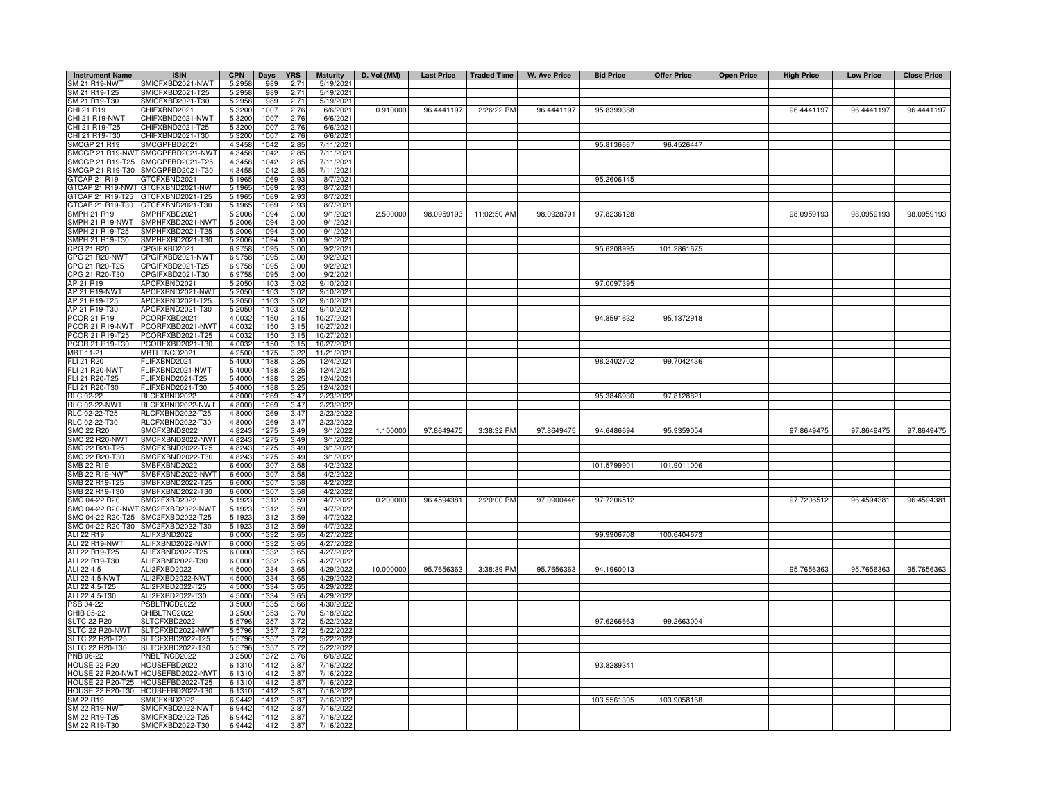| Instrument Name | ISIN | CPN | Days | YRS | Maturity | D. Vol (MM) | Last Price | Traded Time | W. Ave Price | Bid Price | Offer Price | Open Price | High Price | Low Price | Close Price |
|---|---|---|---|---|---|---|---|---|---|---|---|---|---|---|---|
| SM 21 R19-NWT | SMICFXBD2021-NWT | 5.2958 | 989 | 2.71 | 5/19/2021 | | | | | | | | | | |
| SM 21 R19-T25 | SMICFXBD2021-T25 | 5.2958 | 989 | 2.71 | 5/19/2021 | | | | | | | | | | |
| SM 21 R19-T30 | SMICFXBD2021-T30 | 5.2958 | 989 | 2.71 | 5/19/2021 | | | | | | | | | | |
| CHI 21 R19 | CHIFXBND2021 | 5.3200 | 1007 | 2.76 | 6/6/2021 | 0.910000 | 96.4441197 | 2:26:22 PM | 96.4441197 | 95.8399388 | | | 96.4441197 | 96.4441197 | 96.4441197 |
| CHI 21 R19-NWT | CHIFXBND2021-NWT | 5.3200 | 1007 | 2.76 | 6/6/2021 | | | | | | | | | | |
| CHI 21 R19-T25 | CHIFXBND2021-T25 | 5.3200 | 1007 | 2.76 | 6/6/2021 | | | | | | | | | | |
| CHI 21 R19-T30 | CHIFXBND2021-T30 | 5.3200 | 1007 | 2.76 | 6/6/2021 | | | | | | | | | | |
| SMCGP 21 R19 | SMCGPFBD2021 | 4.3458 | 1042 | 2.85 | 7/11/2021 | | | | | 95.8136667 | 96.4526447 | | | | |
| SMCGP 21 R19-NWT | SMCGPFBD2021-NWT | 4.3458 | 1042 | 2.85 | 7/11/2021 | | | | | | | | | | |
| SMCGP 21 R19-T25 | SMCGPFBD2021-T25 | 4.3458 | 1042 | 2.85 | 7/11/2021 | | | | | | | | | | |
| SMCGP 21 R19-T30 | SMCGPFBD2021-T30 | 4.3458 | 1042 | 2.85 | 7/11/2021 | | | | | | | | | | |
| GTCAP 21 R19 | GTCFXBND2021 | 5.1965 | 1069 | 2.93 | 8/7/2021 | | | | | 95.2606145 | | | | | |
| GTCAP 21 R19-NWT | GTCFXBND2021-NWT | 5.1965 | 1069 | 2.93 | 8/7/2021 | | | | | | | | | | |
| GTCAP 21 R19-T25 | GTCFXBND2021-T25 | 5.1965 | 1069 | 2.93 | 8/7/2021 | | | | | | | | | | |
| GTCAP 21 R19-T30 | GTCFXBND2021-T30 | 5.1965 | 1069 | 2.93 | 8/7/2021 | | | | | | | | | | |
| SMPH 21 R19 | SMPHFXBD2021 | 5.2006 | 1094 | 3.00 | 9/1/2021 | 2.500000 | 98.0959193 | 11:02:50 AM | 98.0928791 | 97.8236128 | | | 98.0959193 | 98.0959193 | 98.0959193 |
| SMPH 21 R19-NWT | SMPHFXBD2021-NWT | 5.2006 | 1094 | 3.00 | 9/1/2021 | | | | | | | | | | |
| SMPH 21 R19-T25 | SMPHFXBD2021-T25 | 5.2006 | 1094 | 3.00 | 9/1/2021 | | | | | | | | | | |
| SMPH 21 R19-T30 | SMPHFXBD2021-T30 | 5.2006 | 1094 | 3.00 | 9/1/2021 | | | | | | | | | | |
| CPG 21 R20 | CPGIFXBD2021 | 6.9758 | 1095 | 3.00 | 9/2/2021 | | | | | 95.6208995 | 101.2861675 | | | | |
| CPG 21 R20-NWT | CPGIFXBD2021-NWT | 6.9758 | 1095 | 3.00 | 9/2/2021 | | | | | | | | | | |
| CPG 21 R20-T25 | CPGIFXBD2021-T25 | 6.9758 | 1095 | 3.00 | 9/2/2021 | | | | | | | | | | |
| CPG 21 R20-T30 | CPGIFXBD2021-T30 | 6.9758 | 1095 | 3.00 | 9/2/2021 | | | | | | | | | | |
| AP 21 R19 | APCFXBND2021 | 5.2050 | 1103 | 3.02 | 9/10/2021 | | | | | 97.0097395 | | | | | |
| AP 21 R19-NWT | APCFXBND2021-NWT | 5.2050 | 1103 | 3.02 | 9/10/2021 | | | | | | | | | | |
| AP 21 R19-T25 | APCFXBND2021-T25 | 5.2050 | 1103 | 3.02 | 9/10/2021 | | | | | | | | | | |
| AP 21 R19-T30 | APCFXBND2021-T30 | 5.2050 | 1103 | 3.02 | 9/10/2021 | | | | | | | | | | |
| PCOR 21 R19 | PCORFXBD2021 | 4.0032 | 1150 | 3.15 | 10/27/2021 | | | | | 94.8591632 | 95.1372918 | | | | |
| PCOR 21 R19-NWT | PCORFXBD2021-NWT | 4.0032 | 1150 | 3.15 | 10/27/2021 | | | | | | | | | | |
| PCOR 21 R19-T25 | PCORFXBD2021-T25 | 4.0032 | 1150 | 3.15 | 10/27/2021 | | | | | | | | | | |
| PCOR 21 R19-T30 | PCORFXBD2021-T30 | 4.0032 | 1150 | 3.15 | 10/27/2021 | | | | | | | | | | |
| MBT 11-21 | MBTLTNCD2021 | 4.2500 | 1175 | 3.22 | 11/21/2021 | | | | | | | | | | |
| FLI 21 R20 | FLIFXBND2021 | 5.4000 | 1188 | 3.25 | 12/4/2021 | | | | | 98.2402702 | 99.7042436 | | | | |
| FLI 21 R20-NWT | FLIFXBND2021-NWT | 5.4000 | 1188 | 3.25 | 12/4/2021 | | | | | | | | | | |
| FLI 21 R20-T25 | FLIFXBND2021-T25 | 5.4000 | 1188 | 3.25 | 12/4/2021 | | | | | | | | | | |
| FLI 21 R20-T30 | FLIFXBND2021-T30 | 5.4000 | 1188 | 3.25 | 12/4/2021 | | | | | | | | | | |
| RLC 02-22 | RLCFXBND2022 | 4.8000 | 1269 | 3.47 | 2/23/2022 | | | | | 95.3846930 | 97.8128821 | | | | |
| RLC 02-22-NWT | RLCFXBND2022-NWT | 4.8000 | 1269 | 3.47 | 2/23/2022 | | | | | | | | | | |
| RLC 02-22-T25 | RLCFXBND2022-T25 | 4.8000 | 1269 | 3.47 | 2/23/2022 | | | | | | | | | | |
| RLC 02-22-T30 | RLCFXBND2022-T30 | 4.8000 | 1269 | 3.47 | 2/23/2022 | | | | | | | | | | |
| SMC 22 R20 | SMCFXBND2022 | 4.8243 | 1275 | 3.49 | 3/1/2022 | 1.100000 | 97.8649475 | 3:38:32 PM | 97.8649475 | 94.6486694 | 95.9359054 | | 97.8649475 | 97.8649475 | 97.8649475 |
| SMC 22 R20-NWT | SMCFXBND2022-NWT | 4.8243 | 1275 | 3.49 | 3/1/2022 | | | | | | | | | | |
| SMC 22 R20-T25 | SMCFXBND2022-T25 | 4.8243 | 1275 | 3.49 | 3/1/2022 | | | | | | | | | | |
| SMC 22 R20-T30 | SMCFXBND2022-T30 | 4.8243 | 1275 | 3.49 | 3/1/2022 | | | | | | | | | | |
| SMB 22 R19 | SMBFXBND2022 | 6.6000 | 1307 | 3.58 | 4/2/2022 | | | | | 101.5799901 | 101.9011006 | | | | |
| SMB 22 R19-NWT | SMBFXBND2022-NWT | 6.6000 | 1307 | 3.58 | 4/2/2022 | | | | | | | | | | |
| SMB 22 R19-T25 | SMBFXBND2022-T25 | 6.6000 | 1307 | 3.58 | 4/2/2022 | | | | | | | | | | |
| SMB 22 R19-T30 | SMBFXBND2022-T30 | 6.6000 | 1307 | 3.58 | 4/2/2022 | | | | | | | | | | |
| SMC 04-22 R20 | SMC2FXBD2022 | 5.1923 | 1312 | 3.59 | 4/7/2022 | 0.200000 | 96.4594381 | 2:20:00 PM | 97.0900446 | 97.7206512 | | | 97.7206512 | 96.4594381 | 96.4594381 |
| SMC 04-22 R20-NWT | SMC2FXBD2022-NWT | 5.1923 | 1312 | 3.59 | 4/7/2022 | | | | | | | | | | |
| SMC 04-22 R20-T25 | SMC2FXBD2022-T25 | 5.1923 | 1312 | 3.59 | 4/7/2022 | | | | | | | | | | |
| SMC 04-22 R20-T30 | SMC2FXBD2022-T30 | 5.1923 | 1312 | 3.59 | 4/7/2022 | | | | | | | | | | |
| ALI 22 R19 | ALIFXBND2022 | 6.0000 | 1332 | 3.65 | 4/27/2022 | | | | | 99.9906708 | 100.6404673 | | | | |
| ALI 22 R19-NWT | ALIFXBND2022-NWT | 6.0000 | 1332 | 3.65 | 4/27/2022 | | | | | | | | | | |
| ALI 22 R19-T25 | ALIFXBND2022-T25 | 6.0000 | 1332 | 3.65 | 4/27/2022 | | | | | | | | | | |
| ALI 22 R19-T30 | ALIFXBND2022-T30 | 6.0000 | 1332 | 3.65 | 4/27/2022 | | | | | | | | | | |
| ALI 22 4.5 | ALI2FXBD2022 | 4.5000 | 1334 | 3.65 | 4/29/2022 | 10.000000 | 95.7656363 | 3:38:39 PM | 95.7656363 | 94.1960013 | | | 95.7656363 | 95.7656363 | 95.7656363 |
| ALI 22 4.5-NWT | ALI2FXBD2022-NWT | 4.5000 | 1334 | 3.65 | 4/29/2022 | | | | | | | | | | |
| ALI 22 4.5-T25 | ALI2FXBD2022-T25 | 4.5000 | 1334 | 3.65 | 4/29/2022 | | | | | | | | | | |
| ALI 22 4.5-T30 | ALI2FXBD2022-T30 | 4.5000 | 1334 | 3.65 | 4/29/2022 | | | | | | | | | | |
| PSB 04-22 | PSBLTNCD2022 | 3.5000 | 1335 | 3.66 | 4/30/2022 | | | | | | | | | | |
| CHIB 05-22 | CHIBLTNC2022 | 3.2500 | 1353 | 3.70 | 5/18/2022 | | | | | | | | | | |
| SLTC 22 R20 | SLTCFXBD2022 | 5.5796 | 1357 | 3.72 | 5/22/2022 | | | | | 97.6266663 | 99.2663004 | | | | |
| SLTC 22 R20-NWT | SLTCFXBD2022-NWT | 5.5796 | 1357 | 3.72 | 5/22/2022 | | | | | | | | | | |
| SLTC 22 R20-T25 | SLTCFXBD2022-T25 | 5.5796 | 1357 | 3.72 | 5/22/2022 | | | | | | | | | | |
| SLTC 22 R20-T30 | SLTCFXBD2022-T30 | 5.5796 | 1357 | 3.72 | 5/22/2022 | | | | | | | | | | |
| PNB 06-22 | PNBLTNCD2022 | 3.2500 | 1372 | 3.76 | 6/6/2022 | | | | | | | | | | |
| HOUSE 22 R20 | HOUSEFBD2022 | 6.1310 | 1412 | 3.87 | 7/16/2022 | | | | | 93.8289341 | | | | | |
| HOUSE 22 R20-NWT | HOUSEFBD2022-NWT | 6.1310 | 1412 | 3.87 | 7/16/2022 | | | | | | | | | | |
| HOUSE 22 R20-T25 | HOUSEFBD2022-T25 | 6.1310 | 1412 | 3.87 | 7/16/2022 | | | | | | | | | | |
| HOUSE 22 R20-T30 | HOUSEFBD2022-T30 | 6.1310 | 1412 | 3.87 | 7/16/2022 | | | | | | | | | | |
| SM 22 R19 | SMICFXBD2022 | 6.9442 | 1412 | 3.87 | 7/16/2022 | | | | | 103.5561305 | 103.9058168 | | | | |
| SM 22 R19-NWT | SMICFXBD2022-NWT | 6.9442 | 1412 | 3.87 | 7/16/2022 | | | | | | | | | | |
| SM 22 R19-T25 | SMICFXBD2022-T25 | 6.9442 | 1412 | 3.87 | 7/16/2022 | | | | | | | | | | |
| SM 22 R19-T30 | SMICFXBD2022-T30 | 6.9442 | 1412 | 3.87 | 7/16/2022 | | | | | | | | | | |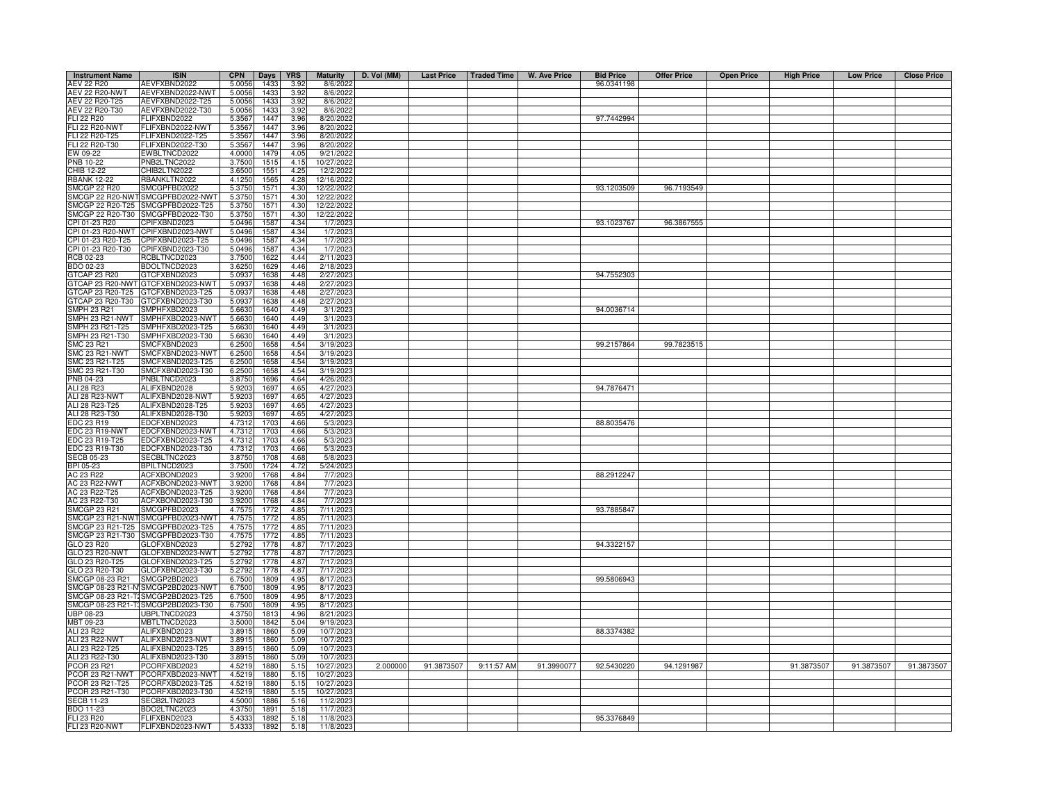| Instrument Name | ISIN | CPN | Days | YRS | Maturity | D. Vol (MM) | Last Price | Traded Time | W. Ave Price | Bid Price | Offer Price | Open Price | High Price | Low Price | Close Price |
|---|---|---|---|---|---|---|---|---|---|---|---|---|---|---|---|
| AEV 22 R20 | AEVFXBND2022 | 5.0056 | 1433 | 3.92 | 8/6/2022 | | | | | 96.0341198 | | | | | |
| AEV 22 R20-NWT | AEVFXBND2022-NWT | 5.0056 | 1433 | 3.92 | 8/6/2022 | | | | | | | | | | |
| AEV 22 R20-T25 | AEVFXBND2022-T25 | 5.0056 | 1433 | 3.92 | 8/6/2022 | | | | | | | | | | |
| AEV 22 R20-T30 | AEVFXBND2022-T30 | 5.0056 | 1433 | 3.92 | 8/6/2022 | | | | | | | | | | |
| FLI 22 R20 | FLIFXBND2022 | 5.3567 | 1447 | 3.96 | 8/20/2022 | | | | | 97.7442994 | | | | | |
| FLI 22 R20-NWT | FLIFXBND2022-NWT | 5.3567 | 1447 | 3.96 | 8/20/2022 | | | | | | | | | | |
| FLI 22 R20-T25 | FLIFXBND2022-T25 | 5.3567 | 1447 | 3.96 | 8/20/2022 | | | | | | | | | | |
| FLI 22 R20-T30 | FLIFXBND2022-T30 | 5.3567 | 1447 | 3.96 | 8/20/2022 | | | | | | | | | | |
| EW 09-22 | EWBLTNCD2022 | 4.0000 | 1479 | 4.05 | 9/21/2022 | | | | | | | | | | |
| PNB 10-22 | PNB2LTNC2022 | 3.7500 | 1515 | 4.15 | 10/27/2022 | | | | | | | | | | |
| CHIB 12-22 | CHIB2LTN2022 | 3.6500 | 1551 | 4.25 | 12/2/2022 | | | | | | | | | | |
| RBANK 12-22 | RBANKLTN2022 | 4.1250 | 1565 | 4.28 | 12/16/2022 | | | | | | | | | | |
| SMCGP 22 R20 | SMCGPFBD2022 | 5.3750 | 1571 | 4.30 | 12/22/2022 | | | | | 93.1203509 | 96.7193549 | | | | |
| SMCGP 22 R20-NWT | SMCGPFBD2022-NWT | 5.3750 | 1571 | 4.30 | 12/22/2022 | | | | | | | | | | |
| SMCGP 22 R20-T25 | SMCGPFBD2022-T25 | 5.3750 | 1571 | 4.30 | 12/22/2022 | | | | | | | | | | |
| SMCGP 22 R20-T30 | SMCGPFBD2022-T30 | 5.3750 | 1571 | 4.30 | 12/22/2022 | | | | | | | | | | |
| CPI 01-23 R20 | CPIFXBND2023 | 5.0496 | 1587 | 4.34 | 1/7/2023 | | | | | 93.1023767 | 96.3867555 | | | | |
| CPI 01-23 R20-NWT | CPIFXBND2023-NWT | 5.0496 | 1587 | 4.34 | 1/7/2023 | | | | | | | | | | |
| CPI 01-23 R20-T25 | CPIFXBND2023-T25 | 5.0496 | 1587 | 4.34 | 1/7/2023 | | | | | | | | | | |
| CPI 01-23 R20-T30 | CPIFXBND2023-T30 | 5.0496 | 1587 | 4.34 | 1/7/2023 | | | | | | | | | | |
| RCB 02-23 | RCBLTNCD2023 | 3.7500 | 1622 | 4.44 | 2/11/2023 | | | | | | | | | | |
| BDO 02-23 | BDOLTNCD2023 | 3.6250 | 1629 | 4.46 | 2/18/2023 | | | | | | | | | | |
| GTCAP 23 R20 | GTCFXBND2023 | 5.0937 | 1638 | 4.48 | 2/27/2023 | | | | | 94.7552303 | | | | | |
| GTCAP 23 R20-NWT | GTCFXBND2023-NWT | 5.0937 | 1638 | 4.48 | 2/27/2023 | | | | | | | | | | |
| GTCAP 23 R20-T25 | GTCFXBND2023-T25 | 5.0937 | 1638 | 4.48 | 2/27/2023 | | | | | | | | | | |
| GTCAP 23 R20-T30 | GTCFXBND2023-T30 | 5.0937 | 1638 | 4.48 | 2/27/2023 | | | | | | | | | | |
| SMPH 23 R21 | SMPHFXBD2023 | 5.6630 | 1640 | 4.49 | 3/1/2023 | | | | | 94.0036714 | | | | | |
| SMPH 23 R21-NWT | SMPHFXBD2023-NWT | 5.6630 | 1640 | 4.49 | 3/1/2023 | | | | | | | | | | |
| SMPH 23 R21-T25 | SMPHFXBD2023-T25 | 5.6630 | 1640 | 4.49 | 3/1/2023 | | | | | | | | | | |
| SMPH 23 R21-T30 | SMPHFXBD2023-T30 | 5.6630 | 1640 | 4.49 | 3/1/2023 | | | | | | | | | | |
| SMC 23 R21 | SMCFXBND2023 | 6.2500 | 1658 | 4.54 | 3/19/2023 | | | | | 99.2157864 | 99.7823515 | | | | |
| SMC 23 R21-NWT | SMCFXBND2023-NWT | 6.2500 | 1658 | 4.54 | 3/19/2023 | | | | | | | | | | |
| SMC 23 R21-T25 | SMCFXBND2023-T25 | 6.2500 | 1658 | 4.54 | 3/19/2023 | | | | | | | | | | |
| SMC 23 R21-T30 | SMCFXBND2023-T30 | 6.2500 | 1658 | 4.54 | 3/19/2023 | | | | | | | | | | |
| PNB 04-23 | PNBLTNCD2023 | 3.8750 | 1696 | 4.64 | 4/26/2023 | | | | | | | | | | |
| ALI 28 R23 | ALIFXBND2028 | 5.9203 | 1697 | 4.65 | 4/27/2023 | | | | | 94.7876471 | | | | | |
| ALI 28 R23-NWT | ALIFXBND2028-NWT | 5.9203 | 1697 | 4.65 | 4/27/2023 | | | | | | | | | | |
| ALI 28 R23-T25 | ALIFXBND2028-T25 | 5.9203 | 1697 | 4.65 | 4/27/2023 | | | | | | | | | | |
| ALI 28 R23-T30 | ALIFXBND2028-T30 | 5.9203 | 1697 | 4.65 | 4/27/2023 | | | | | | | | | | |
| EDC 23 R19 | EDCFXBND2023 | 4.7312 | 1703 | 4.66 | 5/3/2023 | | | | | 88.8035476 | | | | | |
| EDC 23 R19-NWT | EDCFXBND2023-NWT | 4.7312 | 1703 | 4.66 | 5/3/2023 | | | | | | | | | | |
| EDC 23 R19-T25 | EDCFXBND2023-T25 | 4.7312 | 1703 | 4.66 | 5/3/2023 | | | | | | | | | | |
| EDC 23 R19-T30 | EDCFXBND2023-T30 | 4.7312 | 1703 | 4.66 | 5/3/2023 | | | | | | | | | | |
| SECB 05-23 | SECBLTNC2023 | 3.8750 | 1708 | 4.68 | 5/8/2023 | | | | | | | | | | |
| BPI 05-23 | BPILTNCD2023 | 3.7500 | 1724 | 4.72 | 5/24/2023 | | | | | | | | | | |
| AC 23 R22 | ACFXBOND2023 | 3.9200 | 1768 | 4.84 | 7/7/2023 | | | | | 88.2912247 | | | | | |
| AC 23 R22-NWT | ACFXBOND2023-NWT | 3.9200 | 1768 | 4.84 | 7/7/2023 | | | | | | | | | | |
| AC 23 R22-T25 | ACFXBOND2023-T25 | 3.9200 | 1768 | 4.84 | 7/7/2023 | | | | | | | | | | |
| AC 23 R22-T30 | ACFXBOND2023-T30 | 3.9200 | 1768 | 4.84 | 7/7/2023 | | | | | | | | | | |
| SMCGP 23 R21 | SMCGPFBD2023 | 4.7575 | 1772 | 4.85 | 7/11/2023 | | | | | 93.7885847 | | | | | |
| SMCGP 23 R21-NWT | SMCGPFBD2023-NWT | 4.7575 | 1772 | 4.85 | 7/11/2023 | | | | | | | | | | |
| SMCGP 23 R21-T25 | SMCGPFBD2023-T25 | 4.7575 | 1772 | 4.85 | 7/11/2023 | | | | | | | | | | |
| SMCGP 23 R21-T30 | SMCGPFBD2023-T30 | 4.7575 | 1772 | 4.85 | 7/11/2023 | | | | | | | | | | |
| GLO 23 R20 | GLOFXBND2023 | 5.2792 | 1778 | 4.87 | 7/17/2023 | | | | | 94.3322157 | | | | | |
| GLO 23 R20-NWT | GLOFXBND2023-NWT | 5.2792 | 1778 | 4.87 | 7/17/2023 | | | | | | | | | | |
| GLO 23 R20-T25 | GLOFXBND2023-T25 | 5.2792 | 1778 | 4.87 | 7/17/2023 | | | | | | | | | | |
| GLO 23 R20-T30 | GLOFXBND2023-T30 | 5.2792 | 1778 | 4.87 | 7/17/2023 | | | | | | | | | | |
| SMCGP 08-23 R21 | SMCGP2BD2023 | 6.7500 | 1809 | 4.95 | 8/17/2023 | | | | | 99.5806943 | | | | | |
| SMCGP 08-23 R21-NWT | SMCGP2BD2023-NWT | 6.7500 | 1809 | 4.95 | 8/17/2023 | | | | | | | | | | |
| SMCGP 08-23 R21-T25 | SMCGP2BD2023-T25 | 6.7500 | 1809 | 4.95 | 8/17/2023 | | | | | | | | | | |
| SMCGP 08-23 R21-T30 | SMCGP2BD2023-T30 | 6.7500 | 1809 | 4.95 | 8/17/2023 | | | | | | | | | | |
| UBP 08-23 | UBPLTNCD2023 | 4.3750 | 1813 | 4.96 | 8/21/2023 | | | | | | | | | | |
| MBT 09-23 | MBTLTNCD2023 | 3.5000 | 1842 | 5.04 | 9/19/2023 | | | | | | | | | | |
| ALI 23 R22 | ALIFXBND2023 | 3.8915 | 1860 | 5.09 | 10/7/2023 | | | | | 88.3374382 | | | | | |
| ALI 23 R22-NWT | ALIFXBND2023-NWT | 3.8915 | 1860 | 5.09 | 10/7/2023 | | | | | | | | | | |
| ALI 23 R22-T25 | ALIFXBND2023-T25 | 3.8915 | 1860 | 5.09 | 10/7/2023 | | | | | | | | | | |
| ALI 23 R22-T30 | ALIFXBND2023-T30 | 3.8915 | 1860 | 5.09 | 10/7/2023 | | | | | | | | | | |
| PCOR 23 R21 | PCORFXBD2023 | 4.5219 | 1880 | 5.15 | 10/27/2023 | 2.000000 | 91.3873507 | 9:11:57 AM | 91.3990077 | 92.5430220 | 94.1291987 | | 91.3873507 | 91.3873507 | 91.3873507 |
| PCOR 23 R21-NWT | PCORFXBD2023-NWT | 4.5219 | 1880 | 5.15 | 10/27/2023 | | | | | | | | | | |
| PCOR 23 R21-T25 | PCORFXBD2023-T25 | 4.5219 | 1880 | 5.15 | 10/27/2023 | | | | | | | | | | |
| PCOR 23 R21-T30 | PCORFXBD2023-T30 | 4.5219 | 1880 | 5.15 | 10/27/2023 | | | | | | | | | | |
| SECB 11-23 | SECB2LTN2023 | 4.5000 | 1886 | 5.16 | 11/2/2023 | | | | | | | | | | |
| BDO 11-23 | BDO2LTNC2023 | 4.3750 | 1891 | 5.18 | 11/7/2023 | | | | | | | | | | |
| FLI 23 R20 | FLIFXBND2023 | 5.4333 | 1892 | 5.18 | 11/8/2023 | | | | | 95.3376849 | | | | | |
| FLI 23 R20-NWT | FLIFXBND2023-NWT | 5.4333 | 1892 | 5.18 | 11/8/2023 | | | | | | | | | | |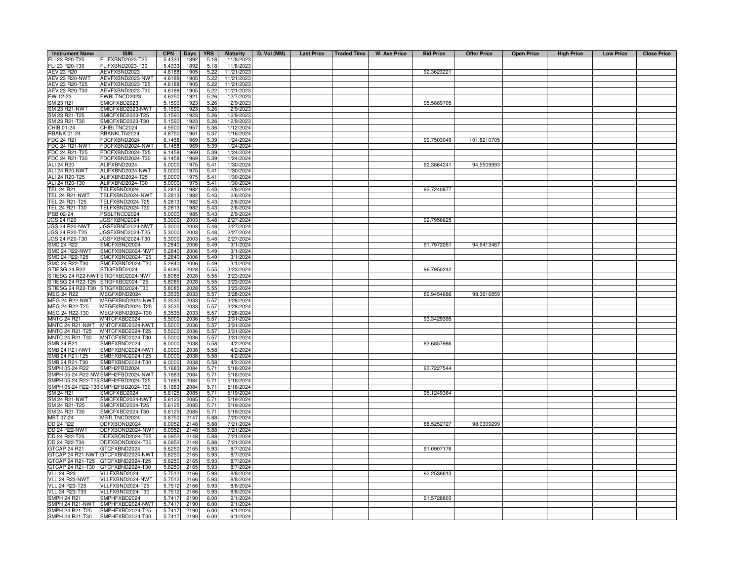| Instrument Name | ISIN | CPN | Days | YRS | Maturity | D. Vol (MM) | Last Price | Traded Time | W. Ave Price | Bid Price | Offer Price | Open Price | High Price | Low Price | Close Price |
|---|---|---|---|---|---|---|---|---|---|---|---|---|---|---|---|
| FLI 23 R20-T25 | FLIFXBND2023-T25 | 5.4333 | 1892 | 5.18 | 11/8/2023 | | | | | | | | | | |
| FLI 23 R20-T30 | FLIFXBND2023-T30 | 5.4333 | 1892 | 5.18 | 11/8/2023 | | | | | | | | | | |
| AEV 23 R20 | AEVFXBND2023 | 4.6188 | 1905 | 5.22 | 11/21/2023 | | | | | 92.3623221 | | | | | |
| AEV 23 R20-NWT | AEVFXBND2023-NWT | 4.6188 | 1905 | 5.22 | 11/21/2023 | | | | | | | | | | |
| AEV 23 R20-T25 | AEVFXBND2023-T25 | 4.6188 | 1905 | 5.22 | 11/21/2023 | | | | | | | | | | |
| AEV 23 R20-T30 | AEVFXBND2023-T30 | 4.6188 | 1905 | 5.22 | 11/21/2023 | | | | | | | | | | |
| EW 12-23 | EWBLTNCD2023 | 4.6250 | 1921 | 5.26 | 12/7/2023 | | | | | | | | | | |
| SM 23 R21 | SMICFXBD2023 | 5.1590 | 1923 | 5.26 | 12/9/2023 | | | | | 95.5889705 | | | | | |
| SM 23 R21-NWT | SMICFXBD2023-NWT | 5.1590 | 1923 | 5.26 | 12/9/2023 | | | | | | | | | | |
| SM 23 R21-T25 | SMICFXBD2023-T25 | 5.1590 | 1923 | 5.26 | 12/9/2023 | | | | | | | | | | |
| SM 23 R21-T30 | SMICFXBD2023-T30 | 5.1590 | 1923 | 5.26 | 12/9/2023 | | | | | | | | | | |
| CHIB 01-24 | CHIBLTNC2024 | 4.5500 | 1957 | 5.36 | 1/12/2024 | | | | | | | | | | |
| RBANK 01-24 | RBANKLTN2024 | 4.8750 | 1961 | 5.37 | 1/16/2024 | | | | | | | | | | |
| FDC 24 R21 | FDCFXBND2024 | 6.1458 | 1969 | 5.39 | 1/24/2024 | | | | | 99.7503049 | 101.8210705 | | | | |
| FDC 24 R21-NWT | FDCFXBND2024-NWT | 6.1458 | 1969 | 5.39 | 1/24/2024 | | | | | | | | | | |
| FDC 24 R21-T25 | FDCFXBND2024-T25 | 6.1458 | 1969 | 5.39 | 1/24/2024 | | | | | | | | | | |
| FDC 24 R21-T30 | FDCFXBND2024-T30 | 6.1458 | 1969 | 5.39 | 1/24/2024 | | | | | | | | | | |
| ALI 24 R20 | ALIFXBND2024 | 5.0000 | 1975 | 5.41 | 1/30/2024 | | | | | 92.3864241 | 94.5509993 | | | | |
| ALI 24 R20-NWT | ALIFXBND2024-NWT | 5.0000 | 1975 | 5.41 | 1/30/2024 | | | | | | | | | | |
| ALI 24 R20-T25 | ALIFXBND2024-T25 | 5.0000 | 1975 | 5.41 | 1/30/2024 | | | | | | | | | | |
| ALI 24 R20-T30 | ALIFXBND2024-T30 | 5.0000 | 1975 | 5.41 | 1/30/2024 | | | | | | | | | | |
| TEL 24 R21 | TELFXBND2024 | 5.2813 | 1982 | 5.43 | 2/6/2024 | | | | | 92.7240877 | | | | | |
| TEL 24 R21-NWT | TELFXBND2024-NWT | 5.2813 | 1982 | 5.43 | 2/6/2024 | | | | | | | | | | |
| TEL 24 R21-T25 | TELFXBND2024-T25 | 5.2813 | 1982 | 5.43 | 2/6/2024 | | | | | | | | | | |
| TEL 24 R21-T30 | TELFXBND2024-T30 | 5.2813 | 1982 | 5.43 | 2/6/2024 | | | | | | | | | | |
| PSB 02-24 | PSBLTNCD2024 | 5.0000 | 1985 | 5.43 | 2/9/2024 | | | | | | | | | | |
| JGS 24 R20 | JGSFXBND2024 | 5.3000 | 2003 | 5.48 | 2/27/2024 | | | | | 92.7956625 | | | | | |
| JGS 24 R20-NWT | JGSFXBND2024-NWT | 5.3000 | 2003 | 5.48 | 2/27/2024 | | | | | | | | | | |
| JGS 24 R20-T25 | JGSFXBND2024-T25 | 5.3000 | 2003 | 5.48 | 2/27/2024 | | | | | | | | | | |
| JGS 24 R20-T30 | JGSFXBND2024-T30 | 5.3000 | 2003 | 5.48 | 2/27/2024 | | | | | | | | | | |
| SMC 24 R22 | SMCFXBND2024 | 5.2840 | 2006 | 5.49 | 3/1/2024 | | | | | 91.7972051 | 94.6413467 | | | | |
| SMC 24 R22-NWT | SMCFXBND2024-NWT | 5.2840 | 2006 | 5.49 | 3/1/2024 | | | | | | | | | | |
| SMC 24 R22-T25 | SMCFXBND2024-T25 | 5.2840 | 2006 | 5.49 | 3/1/2024 | | | | | | | | | | |
| SMC 24 R22-T30 | SMCFXBND2024-T30 | 5.2840 | 2006 | 5.49 | 3/1/2024 | | | | | | | | | | |
| STIESG 24 R22 | STIGFXBD2024 | 5.8085 | 2028 | 5.55 | 3/23/2024 | | | | | 96.7950242 | | | | | |
| STIESG 24 R22-NWT | STIGFXBD2024-NWT | 5.8085 | 2028 | 5.55 | 3/23/2024 | | | | | | | | | | |
| STIESG 24 R22-T25 | STIGFXBD2024-T25 | 5.8085 | 2028 | 5.55 | 3/23/2024 | | | | | | | | | | |
| STIESG 24 R22-T30 | STIGFXBD2024-T30 | 5.8085 | 2028 | 5.55 | 3/23/2024 | | | | | | | | | | |
| MEG 24 R22 | MEGFXBND2024 | 5.3535 | 2033 | 5.57 | 3/28/2024 | | | | | 89.9454686 | 98.3616859 | | | | |
| MEG 24 R22-NWT | MEGFXBND2024-NWT | 5.3535 | 2033 | 5.57 | 3/28/2024 | | | | | | | | | | |
| MEG 24 R22-T25 | MEGFXBND2024-T25 | 5.3535 | 2033 | 5.57 | 3/28/2024 | | | | | | | | | | |
| MEG 24 R22-T30 | MEGFXBND2024-T30 | 5.3535 | 2033 | 5.57 | 3/28/2024 | | | | | | | | | | |
| MNTC 24 R21 | MNTCFXBD2024 | 5.5000 | 2036 | 5.57 | 3/31/2024 | | | | | 93.3429395 | | | | | |
| MNTC 24 R21-NWT | MNTCFXBD2024-NWT | 5.5000 | 2036 | 5.57 | 3/31/2024 | | | | | | | | | | |
| MNTC 24 R21-T25 | MNTCFXBD2024-T25 | 5.5000 | 2036 | 5.57 | 3/31/2024 | | | | | | | | | | |
| MNTC 24 R21-T30 | MNTCFXBD2024-T30 | 5.5000 | 2036 | 5.57 | 3/31/2024 | | | | | | | | | | |
| SMB 24 R21 | SMBFXBND2024 | 6.0000 | 2038 | 5.58 | 4/2/2024 | | | | | 93.6857986 | | | | | |
| SMB 24 R21-NWT | SMBFXBND2024-NWT | 6.0000 | 2038 | 5.58 | 4/2/2024 | | | | | | | | | | |
| SMB 24 R21-T25 | SMBFXBND2024-T25 | 6.0000 | 2038 | 5.58 | 4/2/2024 | | | | | | | | | | |
| SMB 24 R21-T30 | SMBFXBND2024-T30 | 6.0000 | 2038 | 5.58 | 4/2/2024 | | | | | | | | | | |
| SMPH 05-24 R22 | SMPH2FBD2024 | 5.1683 | 2084 | 5.71 | 5/18/2024 | | | | | 93.7227544 | | | | | |
| SMPH 05-24 R22-NWT | SMPH2FBD2024-NWT | 5.1683 | 2084 | 5.71 | 5/18/2024 | | | | | | | | | | |
| SMPH 05-24 R22-T25 | SMPH2FBD2024-T25 | 5.1683 | 2084 | 5.71 | 5/18/2024 | | | | | | | | | | |
| SMPH 05-24 R22-T30 | SMPH2FBD2024-T30 | 5.1683 | 2084 | 5.71 | 5/18/2024 | | | | | | | | | | |
| SM 24 R21 | SMICFXBD2024 | 5.6125 | 2085 | 5.71 | 5/19/2024 | | | | | 95.1249364 | | | | | |
| SM 24 R21-NWT | SMICFXBD2024-NWT | 5.6125 | 2085 | 5.71 | 5/19/2024 | | | | | | | | | | |
| SM 24 R21-T25 | SMICFXBD2024-T25 | 5.6125 | 2085 | 5.71 | 5/19/2024 | | | | | | | | | | |
| SM 24 R21-T30 | SMICFXBD2024-T30 | 5.6125 | 2085 | 5.71 | 5/19/2024 | | | | | | | | | | |
| MBT 07-24 | MBTLTNCD2024 | 3.8750 | 2147 | 5.88 | 7/20/2024 | | | | | | | | | | |
| DD 24 R22 | DDFXBOND2024 | 6.0952 | 2148 | 5.88 | 7/21/2024 | | | | | 88.5252727 | 98.0309299 | | | | |
| DD 24 R22-NWT | DDFXBOND2024-NWT | 6.0952 | 2148 | 5.88 | 7/21/2024 | | | | | | | | | | |
| DD 24 R22-T25 | DDFXBOND2024-T25 | 6.0952 | 2148 | 5.88 | 7/21/2024 | | | | | | | | | | |
| DD 24 R22-T30 | DDFXBOND2024-T30 | 6.0952 | 2148 | 5.88 | 7/21/2024 | | | | | | | | | | |
| GTCAP 24 R21 | GTCFXBND2024 | 5.6250 | 2165 | 5.93 | 8/7/2024 | | | | | 91.0907176 | | | | | |
| GTCAP 24 R21-NWT | GTCFXBND2024-NWT | 5.6250 | 2165 | 5.93 | 8/7/2024 | | | | | | | | | | |
| GTCAP 24 R21-T25 | GTCFXBND2024-T25 | 5.6250 | 2165 | 5.93 | 8/7/2024 | | | | | | | | | | |
| GTCAP 24 R21-T30 | GTCFXBND2024-T30 | 5.6250 | 2165 | 5.93 | 8/7/2024 | | | | | | | | | | |
| VLL 24 R23 | VLLFXBND2024 | 5.7512 | 2166 | 5.93 | 8/8/2024 | | | | | 92.2538613 | | | | | |
| VLL 24 R23-NWT | VLLFXBND2024-NWT | 5.7512 | 2166 | 5.93 | 8/8/2024 | | | | | | | | | | |
| VLL 24 R23-T25 | VLLFXBND2024-T25 | 5.7512 | 2166 | 5.93 | 8/8/2024 | | | | | | | | | | |
| VLL 24 R23-T30 | VLLFXBND2024-T30 | 5.7512 | 2166 | 5.93 | 8/8/2024 | | | | | | | | | | |
| SMPH 24 R21 | SMPHFXBD2024 | 5.7417 | 2190 | 6.00 | 9/1/2024 | | | | | 91.5728803 | | | | | |
| SMPH 24 R21-NWT | SMPHFXBD2024-NWT | 5.7417 | 2190 | 6.00 | 9/1/2024 | | | | | | | | | | |
| SMPH 24 R21-T25 | SMPHFXBD2024-T25 | 5.7417 | 2190 | 6.00 | 9/1/2024 | | | | | | | | | | |
| SMPH 24 R21-T30 | SMPHFXBD2024-T30 | 5.7417 | 2190 | 6.00 | 9/1/2024 | | | | | | | | | | |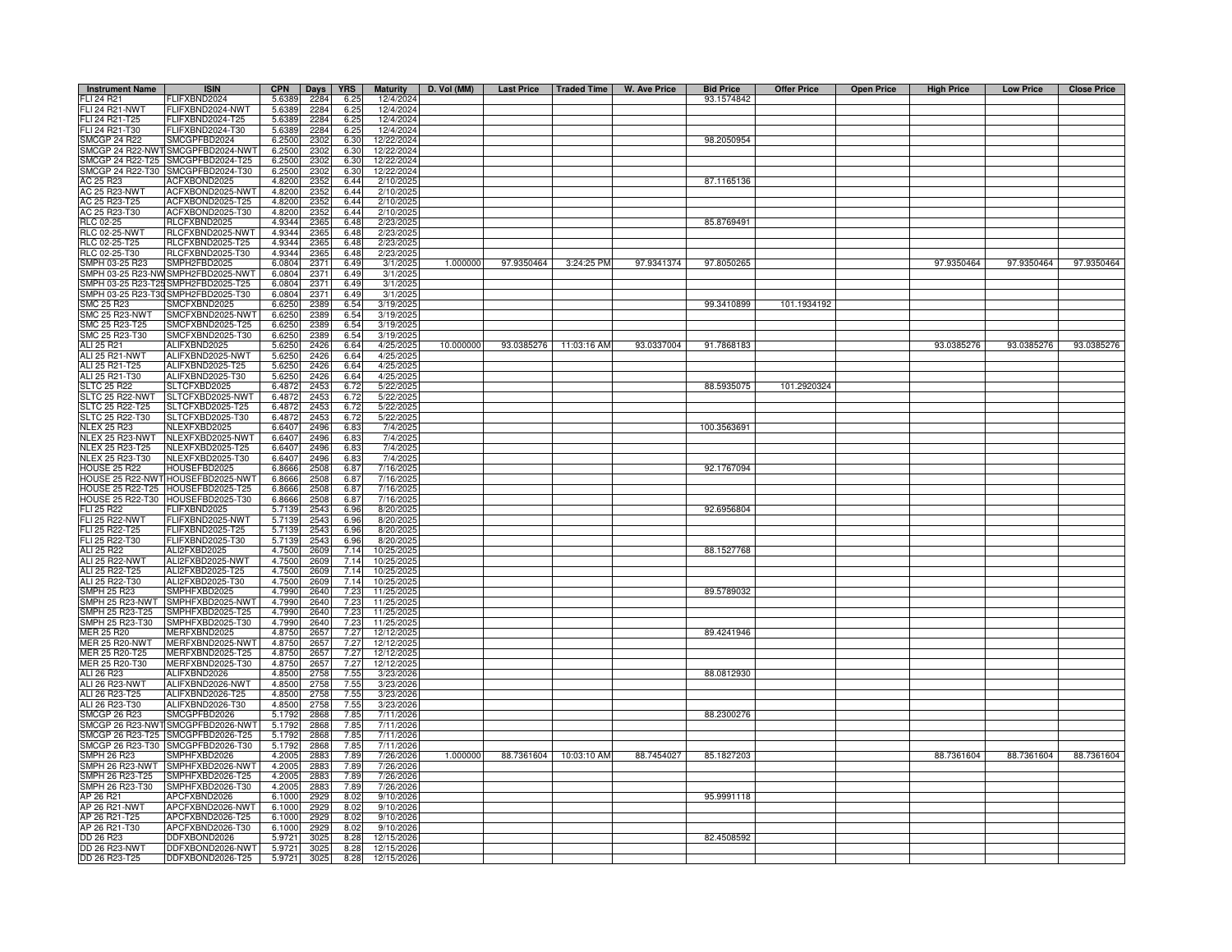| Instrument Name | ISIN | CPN | Days | YRS | Maturity | D. Vol (MM) | Last Price | Traded Time | W. Ave Price | Bid Price | Offer Price | Open Price | High Price | Low Price | Close Price |
|---|---|---|---|---|---|---|---|---|---|---|---|---|---|---|---|
| FLI 24 R21 | FLIFXBND2024 | 5.6389 | 2284 | 6.25 | 12/4/2024 | | | | | 93.1574842 | | | | | |
| FLI 24 R21-NWT | FLIFXBND2024-NWT | 5.6389 | 2284 | 6.25 | 12/4/2024 | | | | | | | | | | |
| FLI 24 R21-T25 | FLIFXBND2024-T25 | 5.6389 | 2284 | 6.25 | 12/4/2024 | | | | | | | | | | |
| FLI 24 R21-T30 | FLIFXBND2024-T30 | 5.6389 | 2284 | 6.25 | 12/4/2024 | | | | | | | | | | |
| SMCGP 24 R22 | SMCGPFBD2024 | 6.2500 | 2302 | 6.30 | 12/22/2024 | | | | | 98.2050954 | | | | | |
| SMCGP 24 R22-NWT | SMCGPFBD2024-NWT | 6.2500 | 2302 | 6.30 | 12/22/2024 | | | | | | | | | | |
| SMCGP 24 R22-T25 | SMCGPFBD2024-T25 | 6.2500 | 2302 | 6.30 | 12/22/2024 | | | | | | | | | | |
| SMCGP 24 R22-T30 | SMCGPFBD2024-T30 | 6.2500 | 2302 | 6.30 | 12/22/2024 | | | | | | | | | | |
| AC 25 R23 | ACFXBOND2025 | 4.8200 | 2352 | 6.44 | 2/10/2025 | | | | | 87.1165136 | | | | | |
| AC 25 R23-NWT | ACFXBOND2025-NWT | 4.8200 | 2352 | 6.44 | 2/10/2025 | | | | | | | | | | |
| AC 25 R23-T25 | ACFXBOND2025-T25 | 4.8200 | 2352 | 6.44 | 2/10/2025 | | | | | | | | | | |
| AC 25 R23-T30 | ACFXBOND2025-T30 | 4.8200 | 2352 | 6.44 | 2/10/2025 | | | | | | | | | | |
| RLC 02-25 | RLCFXBND2025 | 4.9344 | 2365 | 6.48 | 2/23/2025 | | | | | 85.8769491 | | | | | |
| RLC 02-25-NWT | RLCFXBND2025-NWT | 4.9344 | 2365 | 6.48 | 2/23/2025 | | | | | | | | | | |
| RLC 02-25-T25 | RLCFXBND2025-T25 | 4.9344 | 2365 | 6.48 | 2/23/2025 | | | | | | | | | | |
| RLC 02-25-T30 | RLCFXBND2025-T30 | 4.9344 | 2365 | 6.48 | 2/23/2025 | | | | | | | | | | |
| SMPH 03-25 R23 | SMPH2FBD2025 | 6.0804 | 2371 | 6.49 | 3/1/2025 | 1.000000 | 97.9350464 | 3:24:25 PM | 97.9341374 | 97.8050265 | | | 97.9350464 | 97.9350464 | 97.9350464 |
| SMPH 03-25 R23-NWT | SMPH2FBD2025-NWT | 6.0804 | 2371 | 6.49 | 3/1/2025 | | | | | | | | | | |
| SMPH 03-25 R23-T25 | SMPH2FBD2025-T25 | 6.0804 | 2371 | 6.49 | 3/1/2025 | | | | | | | | | | |
| SMPH 03-25 R23-T30 | SMPH2FBD2025-T30 | 6.0804 | 2371 | 6.49 | 3/1/2025 | | | | | | | | | | |
| SMC 25 R23 | SMCFXBND2025 | 6.6250 | 2389 | 6.54 | 3/19/2025 | | | | | 99.3410899 | 101.1934192 | | | | |
| SMC 25 R23-NWT | SMCFXBND2025-NWT | 6.6250 | 2389 | 6.54 | 3/19/2025 | | | | | | | | | | |
| SMC 25 R23-T25 | SMCFXBND2025-T25 | 6.6250 | 2389 | 6.54 | 3/19/2025 | | | | | | | | | | |
| SMC 25 R23-T30 | SMCFXBND2025-T30 | 6.6250 | 2389 | 6.54 | 3/19/2025 | | | | | | | | | | |
| ALI 25 R21 | ALIFXBND2025 | 5.6250 | 2426 | 6.64 | 4/25/2025 | 10.000000 | 93.0385276 | 11:03:16 AM | 93.0337004 | 91.7868183 | | | 93.0385276 | 93.0385276 | 93.0385276 |
| ALI 25 R21-NWT | ALIFXBND2025-NWT | 5.6250 | 2426 | 6.64 | 4/25/2025 | | | | | | | | | | |
| ALI 25 R21-T25 | ALIFXBND2025-T25 | 5.6250 | 2426 | 6.64 | 4/25/2025 | | | | | | | | | | |
| ALI 25 R21-T30 | ALIFXBND2025-T30 | 5.6250 | 2426 | 6.64 | 4/25/2025 | | | | | | | | | | |
| SLTC 25 R22 | SLTCFXBD2025 | 6.4872 | 2453 | 6.72 | 5/22/2025 | | | | | 88.5935075 | 101.2920324 | | | | |
| SLTC 25 R22-NWT | SLTCFXBD2025-NWT | 6.4872 | 2453 | 6.72 | 5/22/2025 | | | | | | | | | | |
| SLTC 25 R22-T25 | SLTCFXBD2025-T25 | 6.4872 | 2453 | 6.72 | 5/22/2025 | | | | | | | | | | |
| SLTC 25 R22-T30 | SLTCFXBD2025-T30 | 6.4872 | 2453 | 6.72 | 5/22/2025 | | | | | | | | | | |
| NLEX 25 R23 | NLEXFXBD2025 | 6.6407 | 2496 | 6.83 | 7/4/2025 | | | | | 100.3563691 | | | | | |
| NLEX 25 R23-NWT | NLEXFXBD2025-NWT | 6.6407 | 2496 | 6.83 | 7/4/2025 | | | | | | | | | | |
| NLEX 25 R23-T25 | NLEXFXBD2025-T25 | 6.6407 | 2496 | 6.83 | 7/4/2025 | | | | | | | | | | |
| NLEX 25 R23-T30 | NLEXFXBD2025-T30 | 6.6407 | 2496 | 6.83 | 7/4/2025 | | | | | | | | | | |
| HOUSE 25 R22 | HOUSEFBD2025 | 6.8666 | 2508 | 6.87 | 7/16/2025 | | | | | 92.1767094 | | | | | |
| HOUSE 25 R22-NWT | HOUSEFBD2025-NWT | 6.8666 | 2508 | 6.87 | 7/16/2025 | | | | | | | | | | |
| HOUSE 25 R22-T25 | HOUSEFBD2025-T25 | 6.8666 | 2508 | 6.87 | 7/16/2025 | | | | | | | | | | |
| HOUSE 25 R22-T30 | HOUSEFBD2025-T30 | 6.8666 | 2508 | 6.87 | 7/16/2025 | | | | | | | | | | |
| FLI 25 R22 | FLIFXBND2025 | 5.7139 | 2543 | 6.96 | 8/20/2025 | | | | | 92.6956804 | | | | | |
| FLI 25 R22-NWT | FLIFXBND2025-NWT | 5.7139 | 2543 | 6.96 | 8/20/2025 | | | | | | | | | | |
| FLI 25 R22-T25 | FLIFXBND2025-T25 | 5.7139 | 2543 | 6.96 | 8/20/2025 | | | | | | | | | | |
| FLI 25 R22-T30 | FLIFXBND2025-T30 | 5.7139 | 2543 | 6.96 | 8/20/2025 | | | | | | | | | | |
| ALI 25 R22 | ALI2FXBD2025 | 4.7500 | 2609 | 7.14 | 10/25/2025 | | | | | 88.1527768 | | | | | |
| ALI 25 R22-NWT | ALI2FXBD2025-NWT | 4.7500 | 2609 | 7.14 | 10/25/2025 | | | | | | | | | | |
| ALI 25 R22-T25 | ALI2FXBD2025-T25 | 4.7500 | 2609 | 7.14 | 10/25/2025 | | | | | | | | | | |
| ALI 25 R22-T30 | ALI2FXBD2025-T30 | 4.7500 | 2609 | 7.14 | 10/25/2025 | | | | | | | | | | |
| SMPH 25 R23 | SMPHFXBD2025 | 4.7990 | 2640 | 7.23 | 11/25/2025 | | | | | 89.5789032 | | | | | |
| SMPH 25 R23-NWT | SMPHFXBD2025-NWT | 4.7990 | 2640 | 7.23 | 11/25/2025 | | | | | | | | | | |
| SMPH 25 R23-T25 | SMPHFXBD2025-T25 | 4.7990 | 2640 | 7.23 | 11/25/2025 | | | | | | | | | | |
| SMPH 25 R23-T30 | SMPHFXBD2025-T30 | 4.7990 | 2640 | 7.23 | 11/25/2025 | | | | | | | | | | |
| MER 25 R20 | MERFXBND2025 | 4.8750 | 2657 | 7.27 | 12/12/2025 | | | | | 89.4241946 | | | | | |
| MER 25 R20-NWT | MERFXBND2025-NWT | 4.8750 | 2657 | 7.27 | 12/12/2025 | | | | | | | | | | |
| MER 25 R20-T25 | MERFXBND2025-T25 | 4.8750 | 2657 | 7.27 | 12/12/2025 | | | | | | | | | | |
| MER 25 R20-T30 | MERFXBND2025-T30 | 4.8750 | 2657 | 7.27 | 12/12/2025 | | | | | | | | | | |
| ALI 26 R23 | ALIFXBND2026 | 4.8500 | 2758 | 7.55 | 3/23/2026 | | | | | 88.0812930 | | | | | |
| ALI 26 R23-NWT | ALIFXBND2026-NWT | 4.8500 | 2758 | 7.55 | 3/23/2026 | | | | | | | | | | |
| ALI 26 R23-T25 | ALIFXBND2026-T25 | 4.8500 | 2758 | 7.55 | 3/23/2026 | | | | | | | | | | |
| ALI 26 R23-T30 | ALIFXBND2026-T30 | 4.8500 | 2758 | 7.55 | 3/23/2026 | | | | | | | | | | |
| SMCGP 26 R23 | SMCGPFBD2026 | 5.1792 | 2868 | 7.85 | 7/11/2026 | | | | | 88.2300276 | | | | | |
| SMCGP 26 R23-NWT | SMCGPFBD2026-NWT | 5.1792 | 2868 | 7.85 | 7/11/2026 | | | | | | | | | | |
| SMCGP 26 R23-T25 | SMCGPFBD2026-T25 | 5.1792 | 2868 | 7.85 | 7/11/2026 | | | | | | | | | | |
| SMCGP 26 R23-T30 | SMCGPFBD2026-T30 | 5.1792 | 2868 | 7.85 | 7/11/2026 | | | | | | | | | | |
| SMPH 26 R23 | SMPHFXBD2026 | 4.2005 | 2883 | 7.89 | 7/26/2026 | 1.000000 | 88.7361604 | 10:03:10 AM | 88.7454027 | 85.1827203 | | | 88.7361604 | 88.7361604 | 88.7361604 |
| SMPH 26 R23-NWT | SMPHFXBD2026-NWT | 4.2005 | 2883 | 7.89 | 7/26/2026 | | | | | | | | | | |
| SMPH 26 R23-T25 | SMPHFXBD2026-T25 | 4.2005 | 2883 | 7.89 | 7/26/2026 | | | | | | | | | | |
| SMPH 26 R23-T30 | SMPHFXBD2026-T30 | 4.2005 | 2883 | 7.89 | 7/26/2026 | | | | | | | | | | |
| AP 26 R21 | APCFXBND2026 | 6.1000 | 2929 | 8.02 | 9/10/2026 | | | | | 95.9991118 | | | | | |
| AP 26 R21-NWT | APCFXBND2026-NWT | 6.1000 | 2929 | 8.02 | 9/10/2026 | | | | | | | | | | |
| AP 26 R21-T25 | APCFXBND2026-T25 | 6.1000 | 2929 | 8.02 | 9/10/2026 | | | | | | | | | | |
| AP 26 R21-T30 | APCFXBND2026-T30 | 6.1000 | 2929 | 8.02 | 9/10/2026 | | | | | | | | | | |
| DD 26 R23 | DDFXBOND2026 | 5.9721 | 3025 | 8.28 | 12/15/2026 | | | | | 82.4508592 | | | | | |
| DD 26 R23-NWT | DDFXBOND2026-NWT | 5.9721 | 3025 | 8.28 | 12/15/2026 | | | | | | | | | | |
| DD 26 R23-T25 | DDFXBOND2026-T25 | 5.9721 | 3025 | 8.28 | 12/15/2026 | | | | | | | | | | |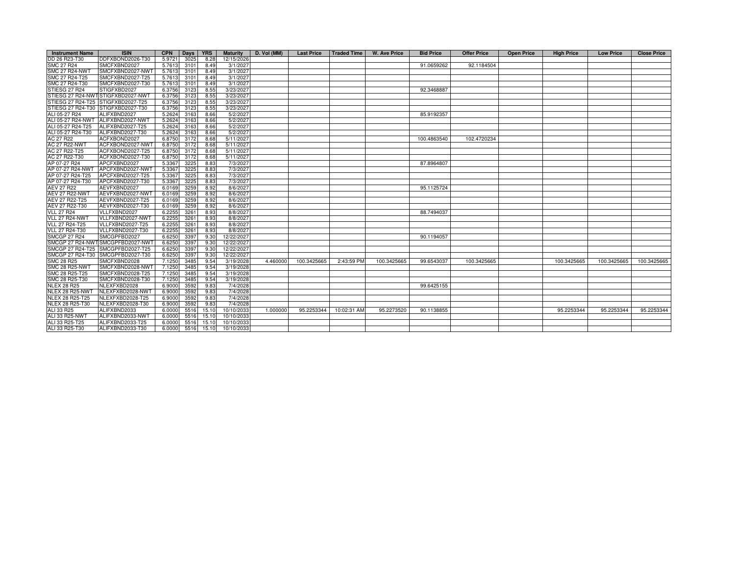| Instrument Name | ISIN | CPN | Days | YRS | Maturity | D. Vol (MM) | Last Price | Traded Time | W. Ave Price | Bid Price | Offer Price | Open Price | High Price | Low Price | Close Price |
|---|---|---|---|---|---|---|---|---|---|---|---|---|---|---|---|
| DD 26 R23-T30 | DDFXBOND2026-T30 | 5.9721 | 3025 | 8.28 | 12/15/2026 | | | | | | | | | | |
| SMC 27 R24 | SMCFXBND2027 | 5.7613 | 3101 | 8.49 | 3/1/2027 | | | | | 91.0659262 | 92.1184504 | | | | |
| SMC 27 R24-NWT | SMCFXBND2027-NWT | 5.7613 | 3101 | 8.49 | 3/1/2027 | | | | | | | | | | |
| SMC 27 R24-T25 | SMCFXBND2027-T25 | 5.7613 | 3101 | 8.49 | 3/1/2027 | | | | | | | | | | |
| SMC 27 R24-T30 | SMCFXBND2027-T30 | 5.7613 | 3101 | 8.49 | 3/1/2027 | | | | | | | | | | |
| STIESG 27 R24 | STIGFXBD2027 | 6.3756 | 3123 | 8.55 | 3/23/2027 | | | | | 92.3468887 | | | | | |
| STIESG 27 R24-NWT | STIGFXBD2027-NWT | 6.3756 | 3123 | 8.55 | 3/23/2027 | | | | | | | | | | |
| STIESG 27 R24-T25 | STIGFXBD2027-T25 | 6.3756 | 3123 | 8.55 | 3/23/2027 | | | | | | | | | | |
| STIESG 27 R24-T30 | STIGFXBD2027-T30 | 6.3756 | 3123 | 8.55 | 3/23/2027 | | | | | | | | | | |
| ALI 05-27 R24 | ALIFXBND2027 | 5.2624 | 3163 | 8.66 | 5/2/2027 | | | | | 85.9192357 | | | | | |
| ALI 05-27 R24-NWT | ALIFXBND2027-NWT | 5.2624 | 3163 | 8.66 | 5/2/2027 | | | | | | | | | | |
| ALI 05-27 R24-T25 | ALIFXBND2027-T25 | 5.2624 | 3163 | 8.66 | 5/2/2027 | | | | | | | | | | |
| ALI 05-27 R24-T30 | ALIFXBND2027-T30 | 5.2624 | 3163 | 8.66 | 5/2/2027 | | | | | | | | | | |
| AC 27 R22 | ACFXBOND2027 | 6.8750 | 3172 | 8.68 | 5/11/2027 | | | | | 100.4863540 | 102.4720234 | | | | |
| AC 27 R22-NWT | ACFXBOND2027-NWT | 6.8750 | 3172 | 8.68 | 5/11/2027 | | | | | | | | | | |
| AC 27 R22-T25 | ACFXBOND2027-T25 | 6.8750 | 3172 | 8.68 | 5/11/2027 | | | | | | | | | | |
| AC 27 R22-T30 | ACFXBOND2027-T30 | 6.8750 | 3172 | 8.68 | 5/11/2027 | | | | | | | | | | |
| AP 07-27 R24 | APCFXBND2027 | 5.3367 | 3225 | 8.83 | 7/3/2027 | | | | | 87.8964807 | | | | | |
| AP 07-27 R24-NWT | APCFXBND2027-NWT | 5.3367 | 3225 | 8.83 | 7/3/2027 | | | | | | | | | | |
| AP 07-27 R24-T25 | APCFXBND2027-T25 | 5.3367 | 3225 | 8.83 | 7/3/2027 | | | | | | | | | | |
| AP 07-27 R24-T30 | APCFXBND2027-T30 | 5.3367 | 3225 | 8.83 | 7/3/2027 | | | | | | | | | | |
| AEV 27 R22 | AEVFXBND2027 | 6.0169 | 3259 | 8.92 | 8/6/2027 | | | | | 95.1125724 | | | | | |
| AEV 27 R22-NWT | AEVFXBND2027-NWT | 6.0169 | 3259 | 8.92 | 8/6/2027 | | | | | | | | | | |
| AEV 27 R22-T25 | AEVFXBND2027-T25 | 6.0169 | 3259 | 8.92 | 8/6/2027 | | | | | | | | | | |
| AEV 27 R22-T30 | AEVFXBND2027-T30 | 6.0169 | 3259 | 8.92 | 8/6/2027 | | | | | | | | | | |
| VLL 27 R24 | VLLFXBND2027 | 6.2255 | 3261 | 8.93 | 8/8/2027 | | | | | 88.7494037 | | | | | |
| VLL 27 R24-NWT | VLLFXBND2027-NWT | 6.2255 | 3261 | 8.93 | 8/8/2027 | | | | | | | | | | |
| VLL 27 R24-T25 | VLLFXBND2027-T25 | 6.2255 | 3261 | 8.93 | 8/8/2027 | | | | | | | | | | |
| VLL 27 R24-T30 | VLLFXBND2027-T30 | 6.2255 | 3261 | 8.93 | 8/8/2027 | | | | | | | | | | |
| SMCGP 27 R24 | SMCGPFBD2027 | 6.6250 | 3397 | 9.30 | 12/22/2027 | | | | | 90.1194057 | | | | | |
| SMCGP 27 R24-NWT | SMCGPFBD2027-NWT | 6.6250 | 3397 | 9.30 | 12/22/2027 | | | | | | | | | | |
| SMCGP 27 R24-T25 | SMCGPFBD2027-T25 | 6.6250 | 3397 | 9.30 | 12/22/2027 | | | | | | | | | | |
| SMCGP 27 R24-T30 | SMCGPFBD2027-T30 | 6.6250 | 3397 | 9.30 | 12/22/2027 | | | | | | | | | | |
| SMC 28 R25 | SMCFXBND2028 | 7.1250 | 3485 | 9.54 | 3/19/2028 | 4.460000 | 100.3425665 | 2:43:59 PM | 100.3425665 | 99.6543037 | 100.3425665 | | 100.3425665 | 100.3425665 | 100.3425665 |
| SMC 28 R25-NWT | SMCFXBND2028-NWT | 7.1250 | 3485 | 9.54 | 3/19/2028 | | | | | | | | | | |
| SMC 28 R25-T25 | SMCFXBND2028-T25 | 7.1250 | 3485 | 9.54 | 3/19/2028 | | | | | | | | | | |
| SMC 28 R25-T30 | SMCFXBND2028-T30 | 7.1250 | 3485 | 9.54 | 3/19/2028 | | | | | | | | | | |
| NLEX 28 R25 | NLEXFXBD2028 | 6.9000 | 3592 | 9.83 | 7/4/2028 | | | | | 99.6425155 | | | | | |
| NLEX 28 R25-NWT | NLEXFXBD2028-NWT | 6.9000 | 3592 | 9.83 | 7/4/2028 | | | | | | | | | | |
| NLEX 28 R25-T25 | NLEXFXBD2028-T25 | 6.9000 | 3592 | 9.83 | 7/4/2028 | | | | | | | | | | |
| NLEX 28 R25-T30 | NLEXFXBD2028-T30 | 6.9000 | 3592 | 9.83 | 7/4/2028 | | | | | | | | | | |
| ALI 33 R25 | ALIFXBND2033 | 6.0000 | 5516 | 15.10 | 10/10/2033 | 1.000000 | 95.2253344 | 10:02:31 AM | 95.2273520 | 90.1138855 | | | 95.2253344 | 95.2253344 | 95.2253344 |
| ALI 33 R25-NWT | ALIFXBND2033-NWT | 6.0000 | 5516 | 15.10 | 10/10/2033 | | | | | | | | | | |
| ALI 33 R25-T25 | ALIFXBND2033-T25 | 6.0000 | 5516 | 15.10 | 10/10/2033 | | | | | | | | | | |
| ALI 33 R25-T30 | ALIFXBND2033-T30 | 6.0000 | 5516 | 15.10 | 10/10/2033 | | | | | | | | | | |